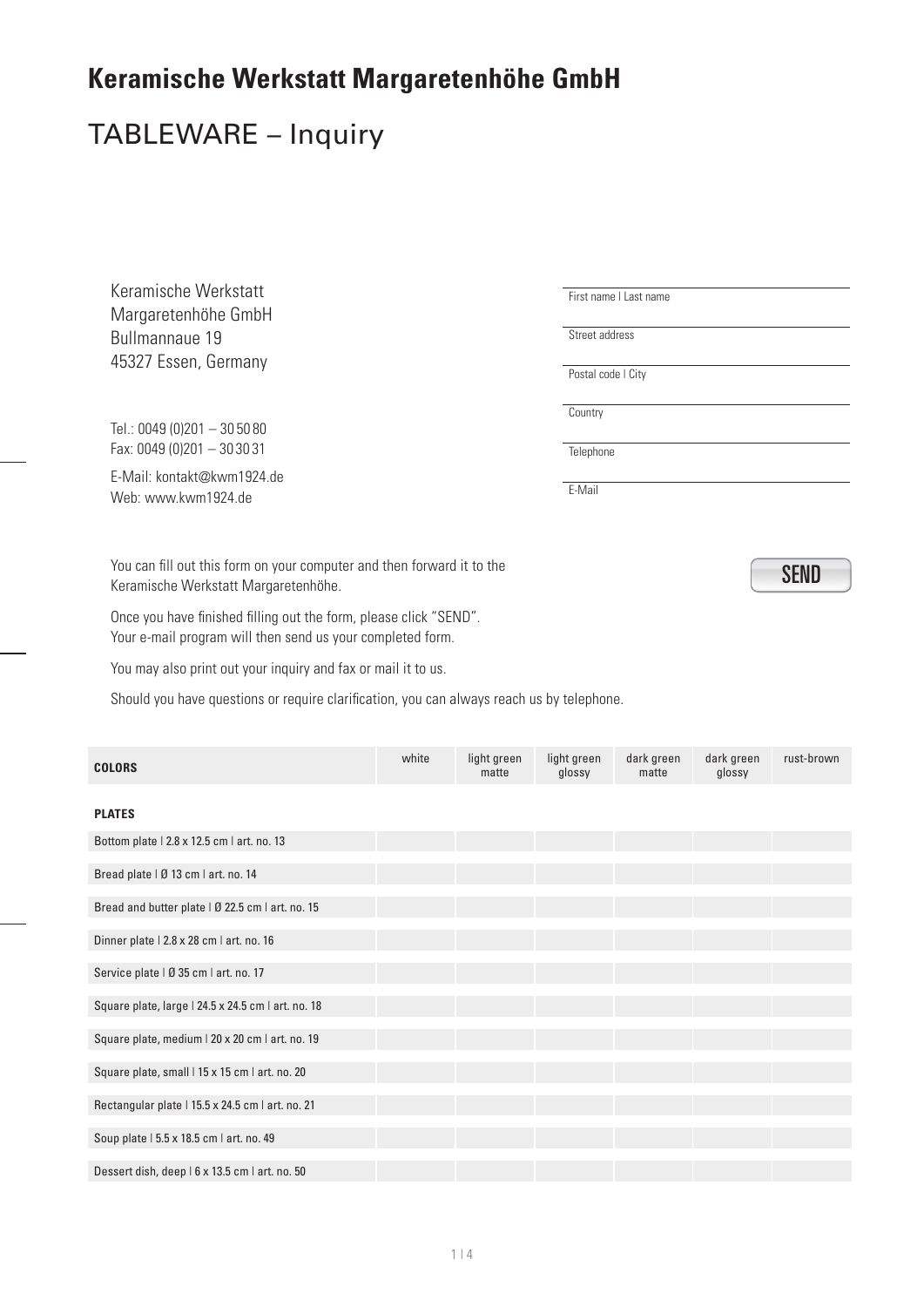# Keramische Werkstatt Margaretenhöhe GmbH

## TABLEWARE – Inquiry

Keramische Werkstatt
Margaretenhöhe GmbH
Bullmannaue 19
45327 Essen, Germany

Tel.: 0049 (0)201 – 30 50 80
Fax: 0049 (0)201 – 30 30 31

E-Mail: kontakt@kwm1924.de
Web: www.kwm1924.de

First name | Last name

Street address

Postal code | City

Country

Telephone

E-Mail

You can fill out this form on your computer and then forward it to the Keramische Werkstatt Margaretenhöhe.

SEND

Once you have finished filling out the form, please click "SEND".
Your e-mail program will then send us your completed form.

You may also print out your inquiry and fax or mail it to us.

Should you have questions or require clarification, you can always reach us by telephone.

| **COLORS** | white | light green matte | light green glossy | dark green matte | dark green glossy | rust-brown |
|---|---|---|---|---|---|---|
| **PLATES** | | | | | | |
| Bottom plate \| 2.8 x 12.5 cm \| art. no. 13 | | | | | | |
| Bread plate \| Ø 13 cm \| art. no. 14 | | | | | | |
| Bread and butter plate \| Ø 22.5 cm \| art. no. 15 | | | | | | |
| Dinner plate \| 2.8 x 28 cm \| art. no. 16 | | | | | | |
| Service plate \| Ø 35 cm \| art. no. 17 | | | | | | |
| Square plate, large \| 24.5 x 24.5 cm \| art. no. 18 | | | | | | |
| Square plate, medium \| 20 x 20 cm \| art. no. 19 | | | | | | |
| Square plate, small \| 15 x 15 cm \| art. no. 20 | | | | | | |
| Rectangular plate \| 15.5 x 24.5 cm \| art. no. 21 | | | | | | |
| Soup plate \| 5.5 x 18.5 cm \| art. no. 49 | | | | | | |
| Dessert dish, deep \| 6 x 13.5 cm \| art. no. 50 | | | | | | |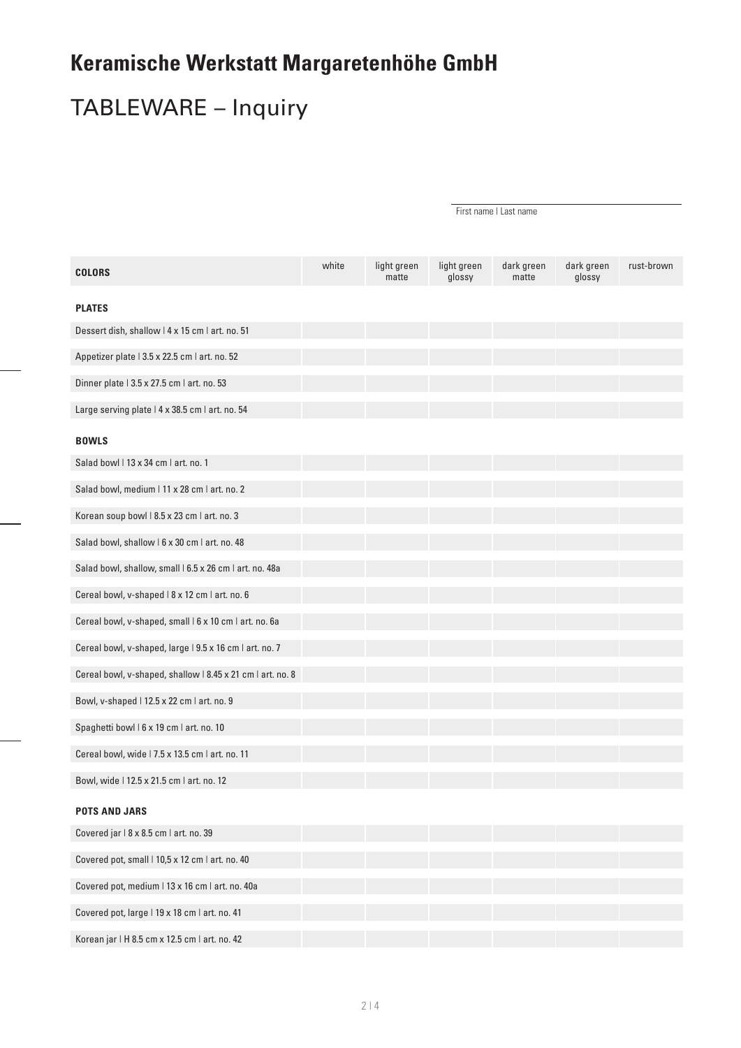# Keramische Werkstatt Margaretenhöhe GmbH

## TABLEWARE – Inquiry

First name | Last name

| COLORS | white | light green matte | light green glossy | dark green matte | dark green glossy | rust-brown |
|---|---|---|---|---|---|---|
| **PLATES** | | | | | | |
| Dessert dish, shallow \| 4 x 15 cm \| art. no. 51 | | | | | | |
| Appetizer plate \| 3.5 x 22.5 cm \| art. no. 52 | | | | | | |
| Dinner plate \| 3.5 x 27.5 cm \| art. no. 53 | | | | | | |
| Large serving plate \| 4 x 38.5 cm \| art. no. 54 | | | | | | |
| **BOWLS** | | | | | | |
| Salad bowl \| 13 x 34 cm \| art. no. 1 | | | | | | |
| Salad bowl, medium \| 11 x 28 cm \| art. no. 2 | | | | | | |
| Korean soup bowl \| 8.5 x 23 cm \| art. no. 3 | | | | | | |
| Salad bowl, shallow \| 6 x 30 cm \| art. no. 48 | | | | | | |
| Salad bowl, shallow, small \| 6.5 x 26 cm \| art. no. 48a | | | | | | |
| Cereal bowl, v-shaped \| 8 x 12 cm \| art. no. 6 | | | | | | |
| Cereal bowl, v-shaped, small \| 6 x 10 cm \| art. no. 6a | | | | | | |
| Cereal bowl, v-shaped, large \| 9.5 x 16 cm \| art. no. 7 | | | | | | |
| Cereal bowl, v-shaped, shallow \| 8.45 x 21 cm \| art. no. 8 | | | | | | |
| Bowl, v-shaped \| 12.5 x 22 cm \| art. no. 9 | | | | | | |
| Spaghetti bowl \| 6 x 19 cm \| art. no. 10 | | | | | | |
| Cereal bowl, wide \| 7.5 x 13.5 cm \| art. no. 11 | | | | | | |
| Bowl, wide \| 12.5 x 21.5 cm \| art. no. 12 | | | | | | |
| **POTS AND JARS** | | | | | | |
| Covered jar \| 8 x 8.5 cm \| art. no. 39 | | | | | | |
| Covered pot, small \| 10,5 x 12 cm \| art. no. 40 | | | | | | |
| Covered pot, medium \| 13 x 16 cm \| art. no. 40a | | | | | | |
| Covered pot, large \| 19 x 18 cm \| art. no. 41 | | | | | | |
| Korean jar \| H 8.5 cm x 12.5 cm \| art. no. 42 | | | | | | |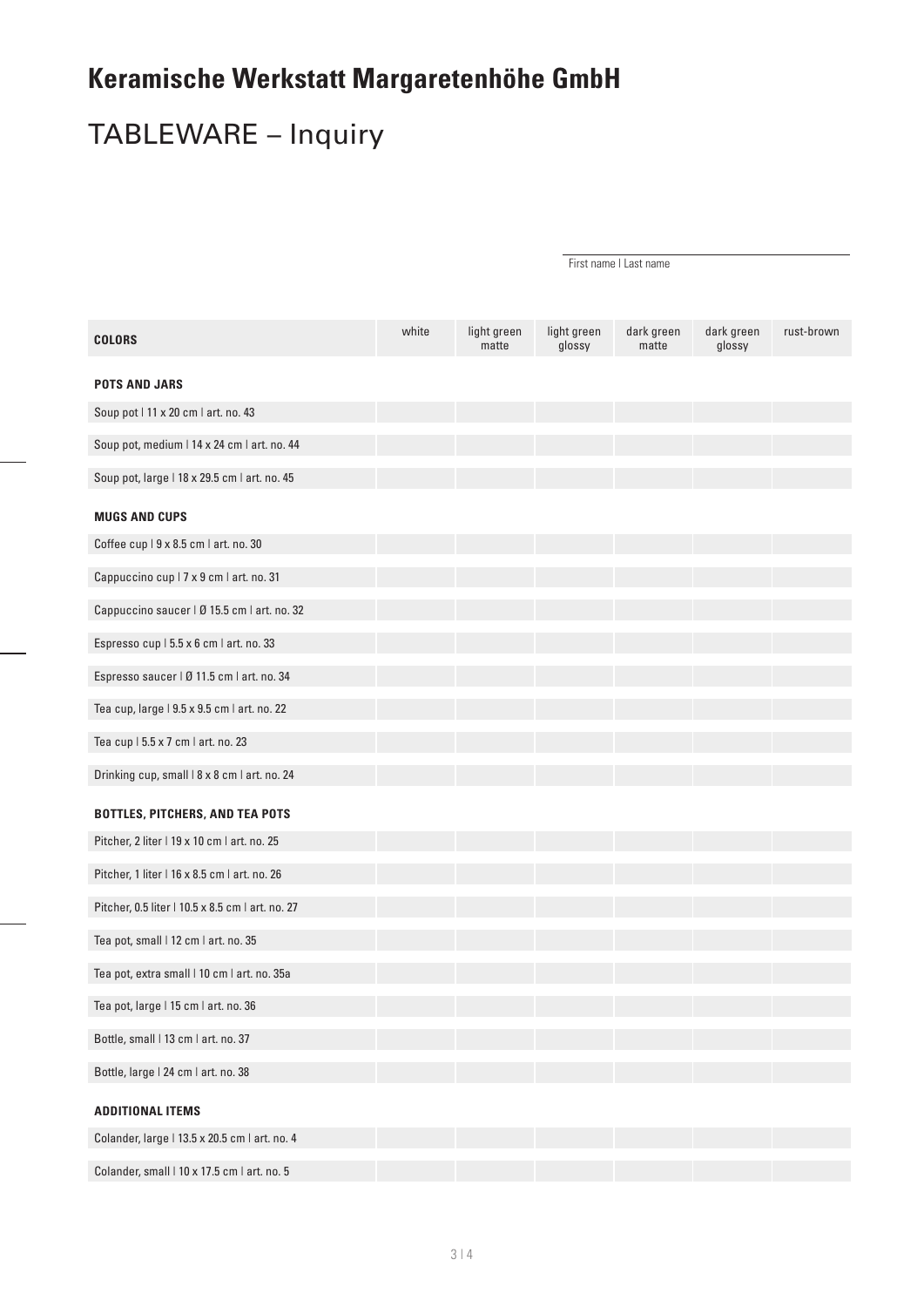# Keramische Werkstatt Margaretenhöhe GmbH

## TABLEWARE – Inquiry

First name | Last name

| COLORS | white | light green matte | light green glossy | dark green matte | dark green glossy | rust-brown |
|---|---|---|---|---|---|---|
| **POTS AND JARS** | | | | | | |
| Soup pot \| 11 x 20 cm \| art. no. 43 | | | | | | |
| Soup pot, medium \| 14 x 24 cm \| art. no. 44 | | | | | | |
| Soup pot, large \| 18 x 29.5 cm \| art. no. 45 | | | | | | |
| **MUGS AND CUPS** | | | | | | |
| Coffee cup \| 9 x 8.5 cm \| art. no. 30 | | | | | | |
| Cappuccino cup \| 7 x 9 cm \| art. no. 31 | | | | | | |
| Cappuccino saucer \| Ø 15.5 cm \| art. no. 32 | | | | | | |
| Espresso cup \| 5.5 x 6 cm \| art. no. 33 | | | | | | |
| Espresso saucer \| Ø 11.5 cm \| art. no. 34 | | | | | | |
| Tea cup, large \| 9.5 x 9.5 cm \| art. no. 22 | | | | | | |
| Tea cup \| 5.5 x 7 cm \| art. no. 23 | | | | | | |
| Drinking cup, small \| 8 x 8 cm \| art. no. 24 | | | | | | |
| **BOTTLES, PITCHERS, AND TEA POTS** | | | | | | |
| Pitcher, 2 liter \| 19 x 10 cm \| art. no. 25 | | | | | | |
| Pitcher, 1 liter \| 16 x 8.5 cm \| art. no. 26 | | | | | | |
| Pitcher, 0.5 liter \| 10.5 x 8.5 cm \| art. no. 27 | | | | | | |
| Tea pot, small \| 12 cm \| art. no. 35 | | | | | | |
| Tea pot, extra small \| 10 cm \| art. no. 35a | | | | | | |
| Tea pot, large \| 15 cm \| art. no. 36 | | | | | | |
| Bottle, small \| 13 cm \| art. no. 37 | | | | | | |
| Bottle, large \| 24 cm \| art. no. 38 | | | | | | |
| **ADDITIONAL ITEMS** | | | | | | |
| Colander, large \| 13.5 x 20.5 cm \| art. no. 4 | | | | | | |
| Colander, small \| 10 x 17.5 cm \| art. no. 5 | | | | | | |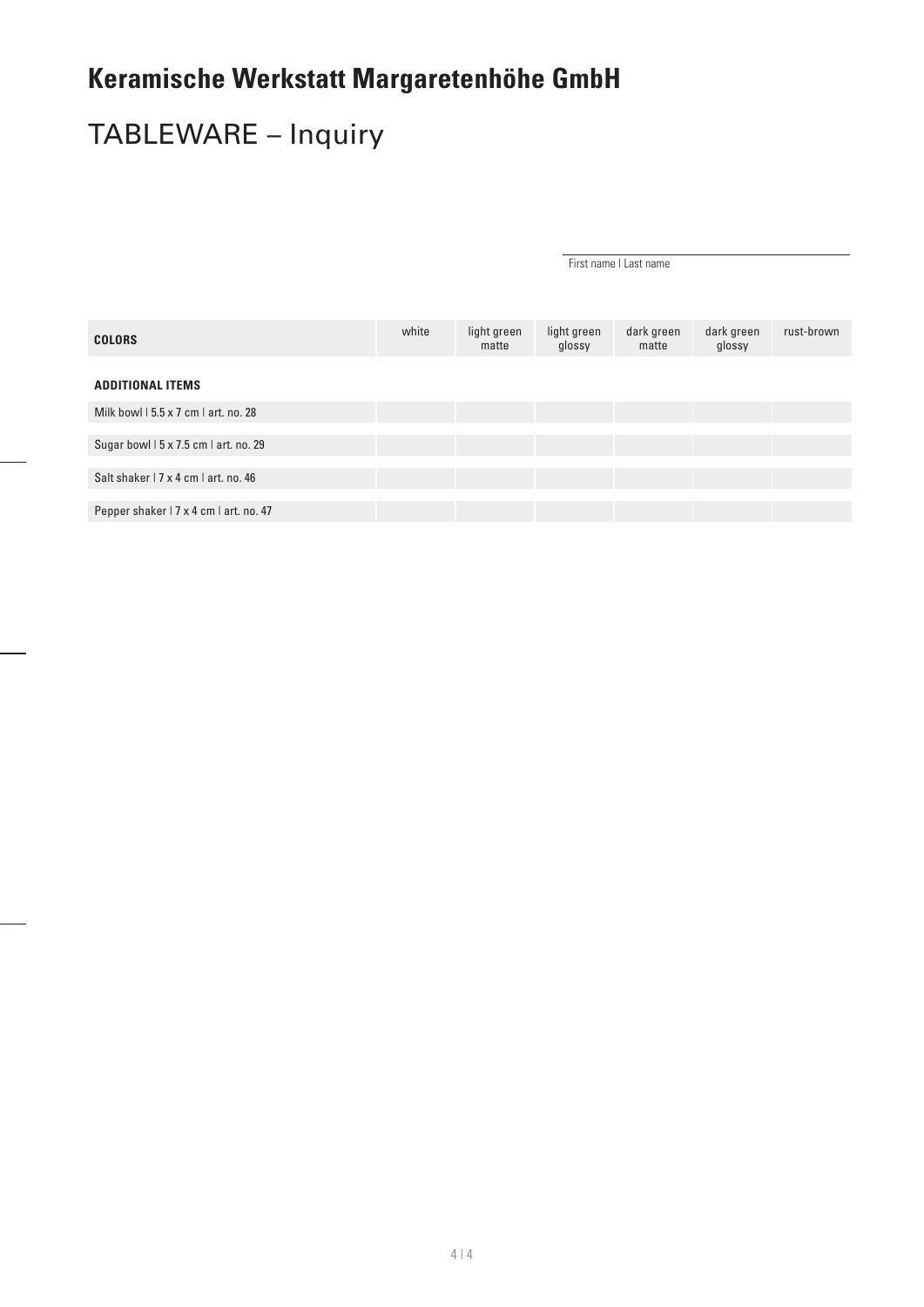# Keramische Werkstatt Margaretenhöhe GmbH

## TABLEWARE – Inquiry

First name | Last name

| COLORS | white | light green matte | light green glossy | dark green matte | dark green glossy | rust-brown |
|---|---|---|---|---|---|---|
| **ADDITIONAL ITEMS** | | | | | | |
| Milk bowl \| 5.5 x 7 cm \| art. no. 28 | | | | | | |
| Sugar bowl \| 5 x 7.5 cm \| art. no. 29 | | | | | | |
| Salt shaker \| 7 x 4 cm \| art. no. 46 | | | | | | |
| Pepper shaker \| 7 x 4 cm \| art. no. 47 | | | | | | |